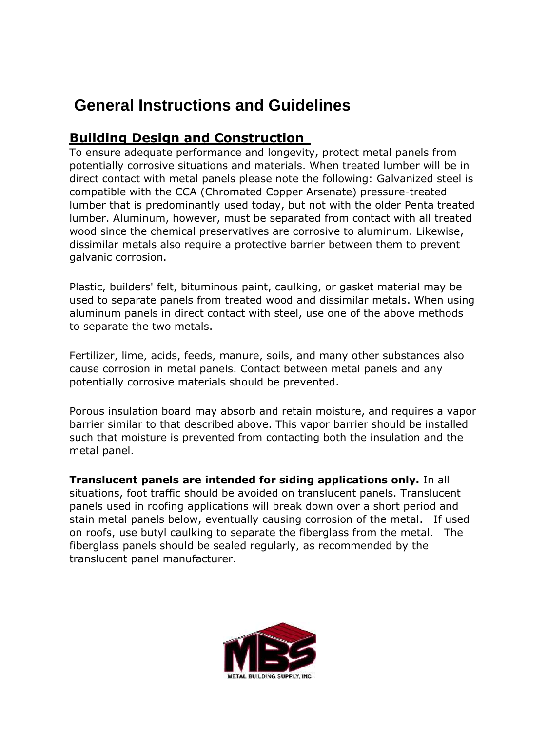# General Instructions and Guidelines

## Building Design and Construction

To ensure adequate performance and longevity, protect metal panels from potentially corrosive situations and materials. When treated lumber will be in direct contact with metal panels please note the following: Galvanized steel is compatible with the CCA (Chromated Copper Arsenate) pressure-treated lumber that is predominantly used today, but not with the older Penta treated lumber. Aluminum, however, must be separated from contact with all treated wood since the chemical preservatives are corrosive to aluminum. Likewise, dissimilar metals also require a protective barrier between them to prevent galvanic corrosion.

Plastic, builders' felt, bituminous paint, caulking, or gasket material may be used to separate panels from treated wood and dissimilar metals. When using aluminum panels in direct contact with steel, use one of the above methods to separate the two metals.

Fertilizer, lime, acids, feeds, manure, soils, and many other substances also cause corrosion in metal panels. Contact between metal panels and any potentially corrosive materials should be prevented.

Porous insulation board may absorb and retain moisture, and requires a vapor barrier similar to that described above. This vapor barrier should be installed such that moisture is prevented from contacting both the insulation and the metal panel.

**Translucent panels are intended for siding applications only.** In all situations, foot traffic should be avoided on translucent panels. Translucent panels used in roofing applications will break down over a short period and stain metal panels below, eventually causing corrosion of the metal. If used on roofs, use butyl caulking to separate the fiberglass from the metal. The fiberglass panels should be sealed regularly, as recommended by the translucent panel manufacturer.

MBS
METAL BUILDING SUPPLY, INC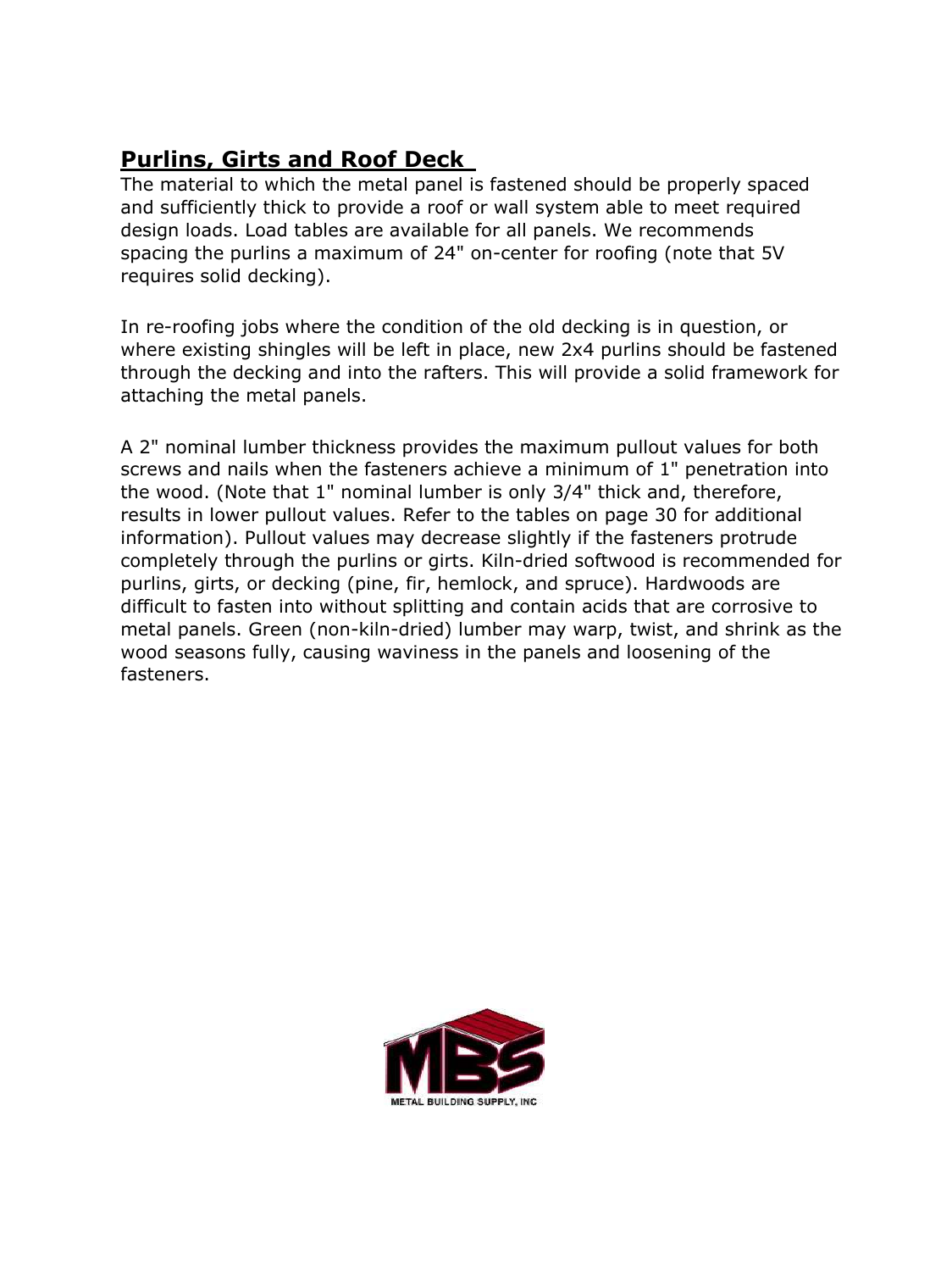## Purlins, Girts and Roof Deck

The material to which the metal panel is fastened should be properly spaced and sufficiently thick to provide a roof or wall system able to meet required design loads. Load tables are available for all panels. We recommends spacing the purlins a maximum of 24" on-center for roofing (note that 5V requires solid decking).

In re-roofing jobs where the condition of the old decking is in question, or where existing shingles will be left in place, new 2x4 purlins should be fastened through the decking and into the rafters. This will provide a solid framework for attaching the metal panels.

A 2" nominal lumber thickness provides the maximum pullout values for both screws and nails when the fasteners achieve a minimum of 1" penetration into the wood. (Note that 1" nominal lumber is only 3/4" thick and, therefore, results in lower pullout values. Refer to the tables on page 30 for additional information). Pullout values may decrease slightly if the fasteners protrude completely through the purlins or girts. Kiln-dried softwood is recommended for purlins, girts, or decking (pine, fir, hemlock, and spruce). Hardwoods are difficult to fasten into without splitting and contain acids that are corrosive to metal panels. Green (non-kiln-dried) lumber may warp, twist, and shrink as the wood seasons fully, causing waviness in the panels and loosening of the fasteners.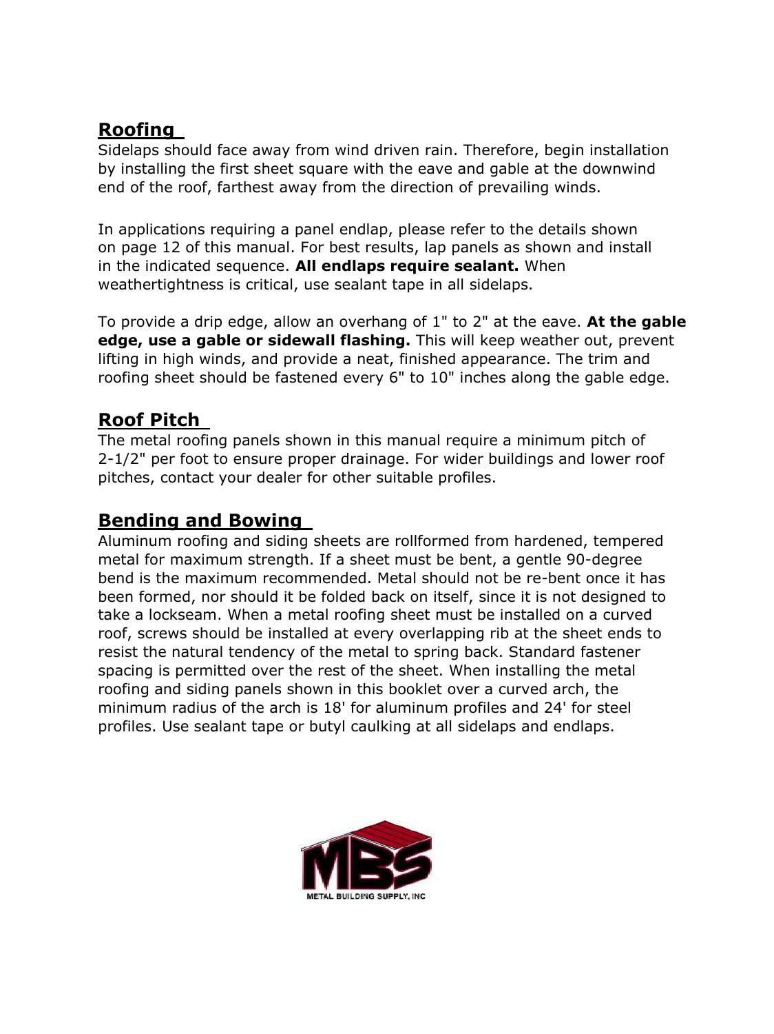## Roofing

Sidelaps should face away from wind driven rain. Therefore, begin installation by installing the first sheet square with the eave and gable at the downwind end of the roof, farthest away from the direction of prevailing winds.

In applications requiring a panel endlap, please refer to the details shown on page 12 of this manual. For best results, lap panels as shown and install in the indicated sequence. **All endlaps require sealant.** When weathertightness is critical, use sealant tape in all sidelaps.

To provide a drip edge, allow an overhang of 1" to 2" at the eave. **At the gable edge, use a gable or sidewall flashing.** This will keep weather out, prevent lifting in high winds, and provide a neat, finished appearance. The trim and roofing sheet should be fastened every 6" to 10" inches along the gable edge.

## Roof Pitch

The metal roofing panels shown in this manual require a minimum pitch of 2-1/2" per foot to ensure proper drainage. For wider buildings and lower roof pitches, contact your dealer for other suitable profiles.

## Bending and Bowing

Aluminum roofing and siding sheets are rollformed from hardened, tempered metal for maximum strength. If a sheet must be bent, a gentle 90-degree bend is the maximum recommended. Metal should not be re-bent once it has been formed, nor should it be folded back on itself, since it is not designed to take a lockseam. When a metal roofing sheet must be installed on a curved roof, screws should be installed at every overlapping rib at the sheet ends to resist the natural tendency of the metal to spring back. Standard fastener spacing is permitted over the rest of the sheet. When installing the metal roofing and siding panels shown in this booklet over a curved arch, the minimum radius of the arch is 18' for aluminum profiles and 24' for steel profiles. Use sealant tape or butyl caulking at all sidelaps and endlaps.

MBS

METAL BUILDING SUPPLY, INC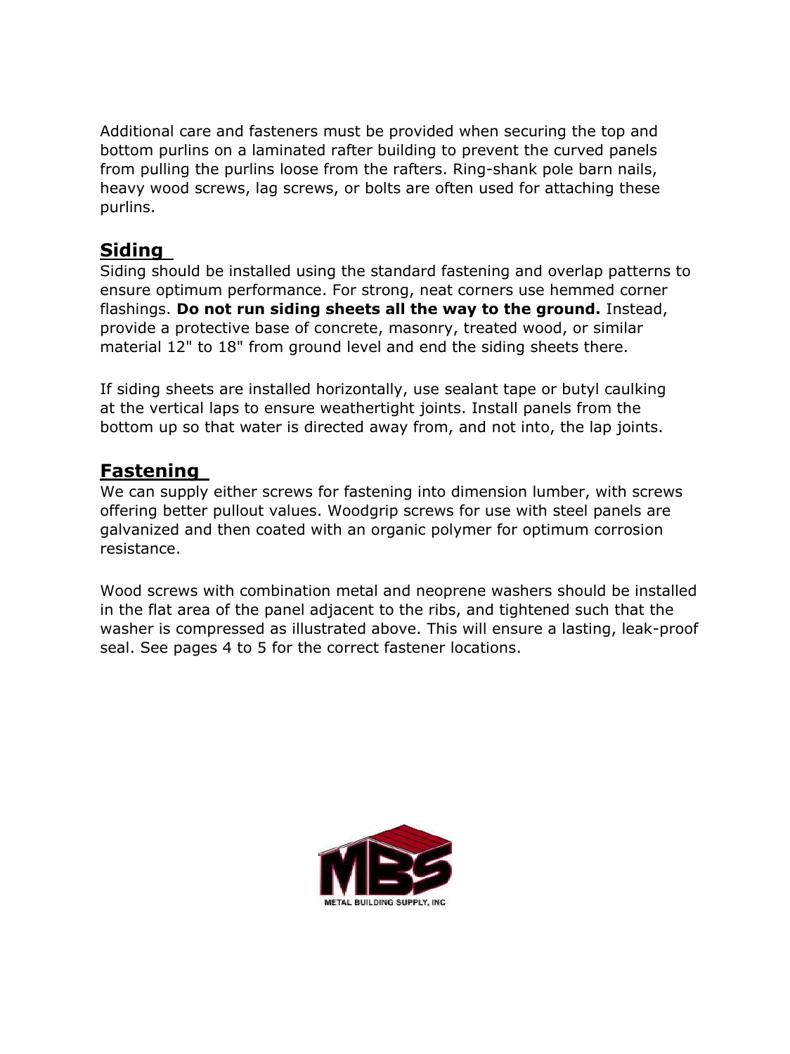Additional care and fasteners must be provided when securing the top and bottom purlins on a laminated rafter building to prevent the curved panels from pulling the purlins loose from the rafters. Ring-shank pole barn nails, heavy wood screws, lag screws, or bolts are often used for attaching these purlins.

## Siding

Siding should be installed using the standard fastening and overlap patterns to ensure optimum performance. For strong, neat corners use hemmed corner flashings. **Do not run siding sheets all the way to the ground.** Instead, provide a protective base of concrete, masonry, treated wood, or similar material 12" to 18" from ground level and end the siding sheets there.

If siding sheets are installed horizontally, use sealant tape or butyl caulking at the vertical laps to ensure weathertight joints. Install panels from the bottom up so that water is directed away from, and not into, the lap joints.

## Fastening

We can supply either screws for fastening into dimension lumber, with screws offering better pullout values. Woodgrip screws for use with steel panels are galvanized and then coated with an organic polymer for optimum corrosion resistance.

Wood screws with combination metal and neoprene washers should be installed in the flat area of the panel adjacent to the ribs, and tightened such that the washer is compressed as illustrated above. This will ensure a lasting, leak-proof seal. See pages 4 to 5 for the correct fastener locations.

METAL BUILDING SUPPLY, INC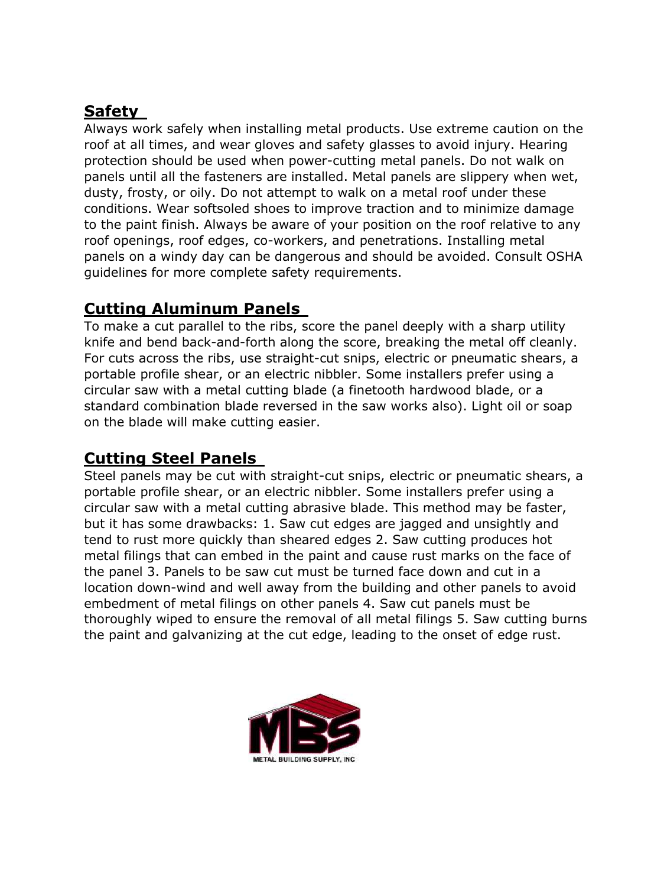## Safety

Always work safely when installing metal products. Use extreme caution on the roof at all times, and wear gloves and safety glasses to avoid injury. Hearing protection should be used when power-cutting metal panels. Do not walk on panels until all the fasteners are installed. Metal panels are slippery when wet, dusty, frosty, or oily. Do not attempt to walk on a metal roof under these conditions. Wear softsoled shoes to improve traction and to minimize damage to the paint finish. Always be aware of your position on the roof relative to any roof openings, roof edges, co-workers, and penetrations. Installing metal panels on a windy day can be dangerous and should be avoided. Consult OSHA guidelines for more complete safety requirements.

## Cutting Aluminum Panels

To make a cut parallel to the ribs, score the panel deeply with a sharp utility knife and bend back-and-forth along the score, breaking the metal off cleanly. For cuts across the ribs, use straight-cut snips, electric or pneumatic shears, a portable profile shear, or an electric nibbler. Some installers prefer using a circular saw with a metal cutting blade (a finetooth hardwood blade, or a standard combination blade reversed in the saw works also). Light oil or soap on the blade will make cutting easier.

## Cutting Steel Panels

Steel panels may be cut with straight-cut snips, electric or pneumatic shears, a portable profile shear, or an electric nibbler. Some installers prefer using a circular saw with a metal cutting abrasive blade. This method may be faster, but it has some drawbacks: 1. Saw cut edges are jagged and unsightly and tend to rust more quickly than sheared edges 2. Saw cutting produces hot metal filings that can embed in the paint and cause rust marks on the face of the panel 3. Panels to be saw cut must be turned face down and cut in a location down-wind and well away from the building and other panels to avoid embedment of metal filings on other panels 4. Saw cut panels must be thoroughly wiped to ensure the removal of all metal filings 5. Saw cutting burns the paint and galvanizing at the cut edge, leading to the onset of edge rust.

MBS

METAL BUILDING SUPPLY, INC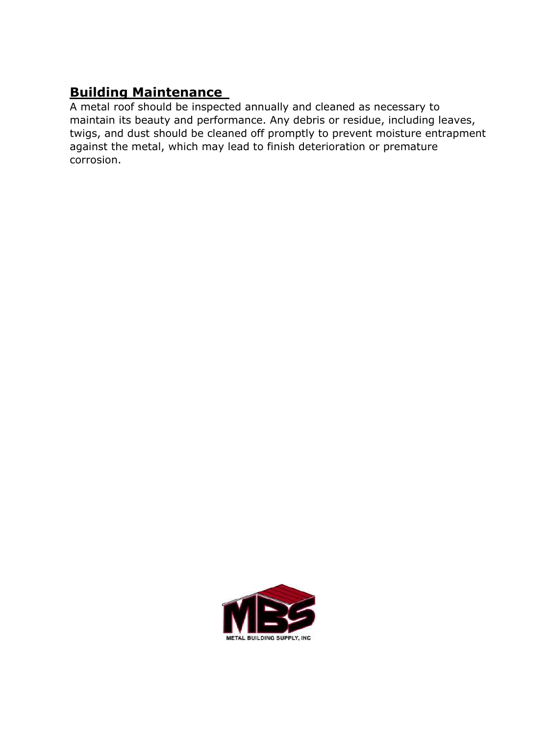## **Building Maintenance**

A metal roof should be inspected annually and cleaned as necessary to maintain its beauty and performance. Any debris or residue, including leaves, twigs, and dust should be cleaned off promptly to prevent moisture entrapment against the metal, which may lead to finish deterioration or premature corrosion.